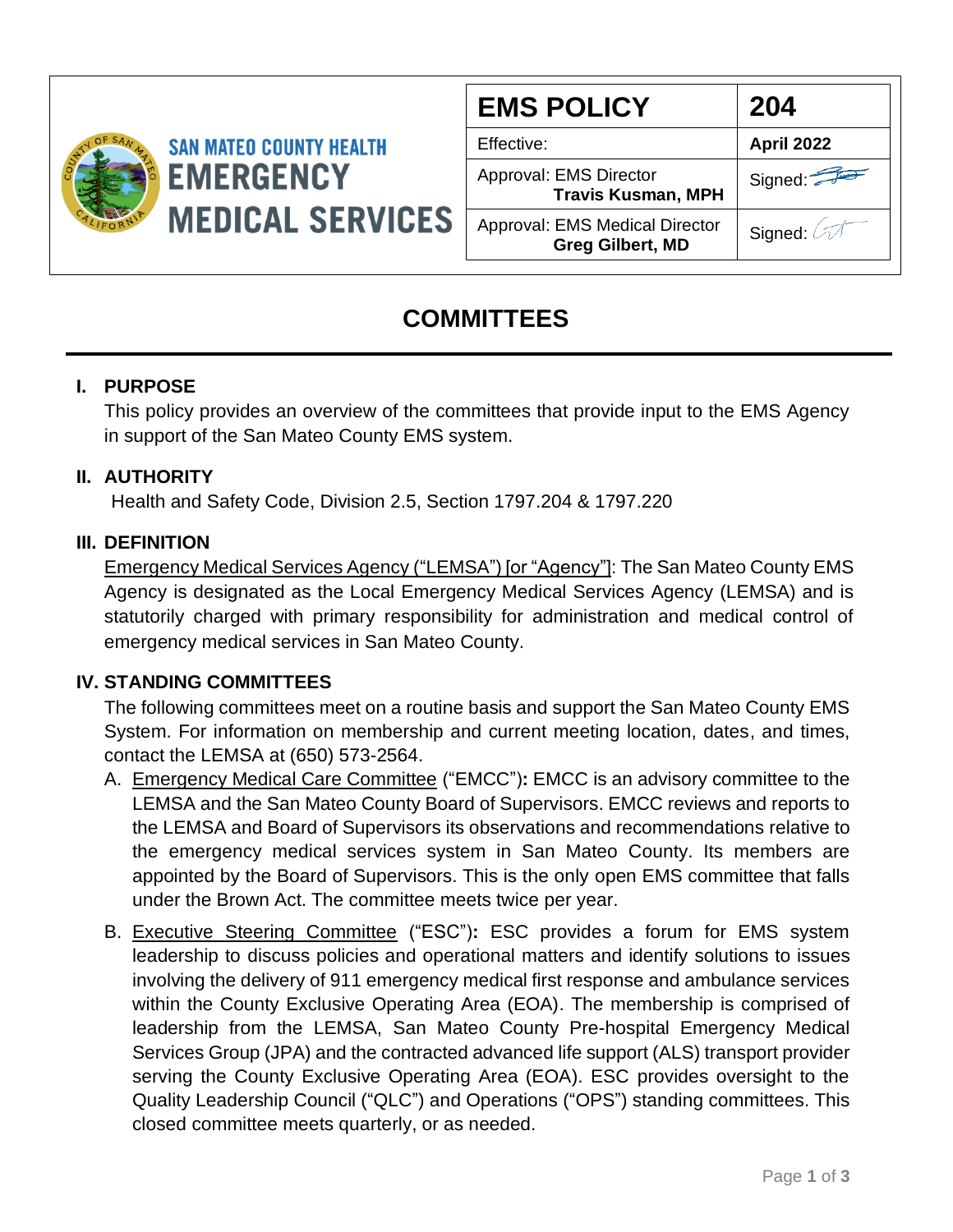**SAN MATEO COUNTY HEALTH**
**EMERGENCY MEDICAL SERVICES**

| EMS POLICY | 204 |
| --- | --- |
| Effective: | **April 2022** |
| Approval: EMS Director **Travis Kusman, MPH** | Signed: |
| Approval: EMS Medical Director **Greg Gilbert, MD** | Signed: |

# COMMITTEES

## I. PURPOSE

This policy provides an overview of the committees that provide input to the EMS Agency in support of the San Mateo County EMS system.

## II. AUTHORITY

Health and Safety Code, Division 2.5, Section 1797.204 & 1797.220

## III. DEFINITION

Emergency Medical Services Agency ("LEMSA") [or "Agency"]: The San Mateo County EMS Agency is designated as the Local Emergency Medical Services Agency (LEMSA) and is statutorily charged with primary responsibility for administration and medical control of emergency medical services in San Mateo County.

## IV. STANDING COMMITTEES

The following committees meet on a routine basis and support the San Mateo County EMS System. For information on membership and current meeting location, dates, and times, contact the LEMSA at (650) 573-2564.

A. Emergency Medical Care Committee ("EMCC")**:** EMCC is an advisory committee to the LEMSA and the San Mateo County Board of Supervisors. EMCC reviews and reports to the LEMSA and Board of Supervisors its observations and recommendations relative to the emergency medical services system in San Mateo County. Its members are appointed by the Board of Supervisors. This is the only open EMS committee that falls under the Brown Act. The committee meets twice per year.

B. Executive Steering Committee ("ESC")**:** ESC provides a forum for EMS system leadership to discuss policies and operational matters and identify solutions to issues involving the delivery of 911 emergency medical first response and ambulance services within the County Exclusive Operating Area (EOA). The membership is comprised of leadership from the LEMSA, San Mateo County Pre-hospital Emergency Medical Services Group (JPA) and the contracted advanced life support (ALS) transport provider serving the County Exclusive Operating Area (EOA). ESC provides oversight to the Quality Leadership Council ("QLC") and Operations ("OPS") standing committees. This closed committee meets quarterly, or as needed.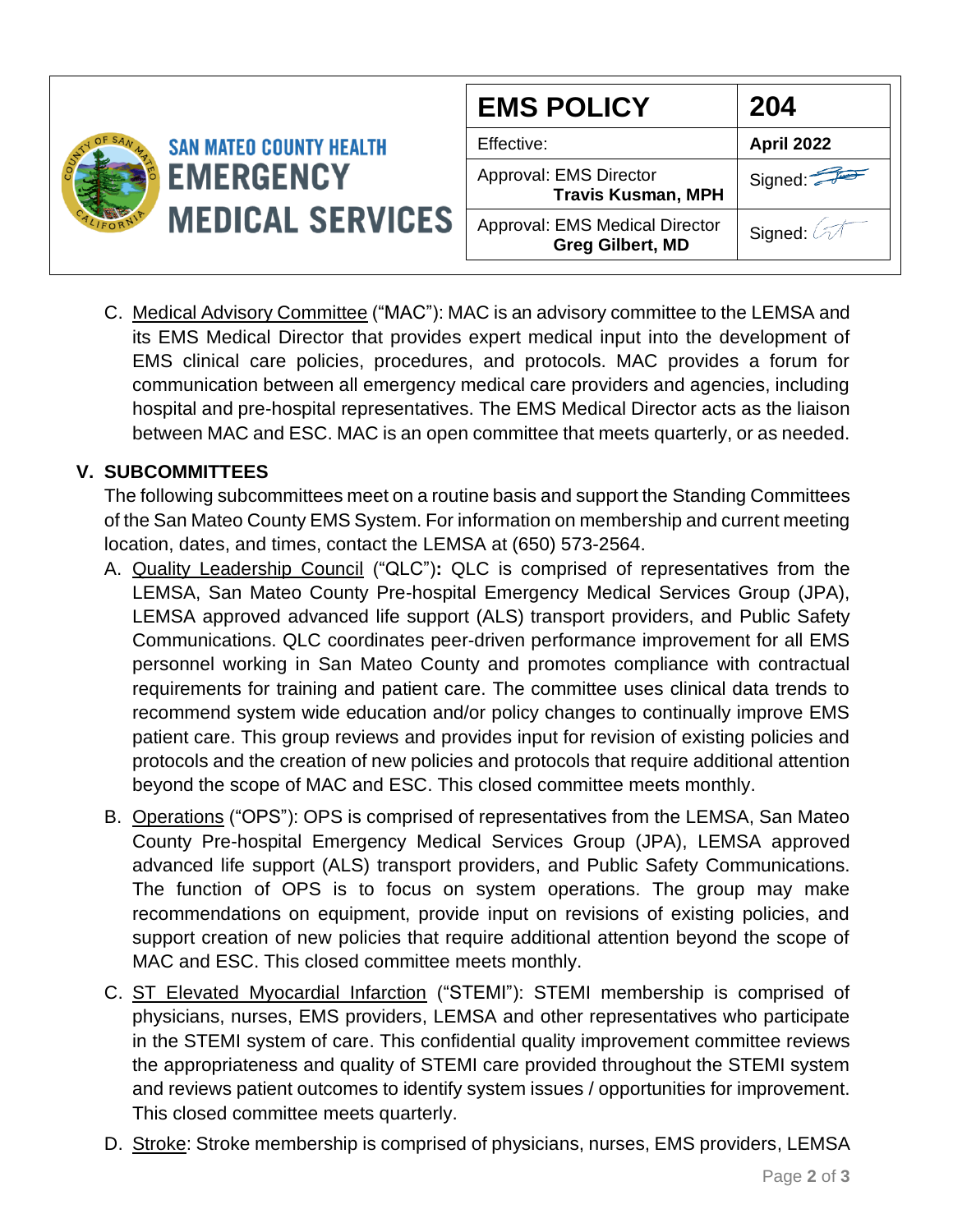C. Medical Advisory Committee ("MAC"): MAC is an advisory committee to the LEMSA and its EMS Medical Director that provides expert medical input into the development of EMS clinical care policies, procedures, and protocols. MAC provides a forum for communication between all emergency medical care providers and agencies, including hospital and pre-hospital representatives. The EMS Medical Director acts as the liaison between MAC and ESC. MAC is an open committee that meets quarterly, or as needed.

## V. SUBCOMMITTEES

The following subcommittees meet on a routine basis and support the Standing Committees of the San Mateo County EMS System. For information on membership and current meeting location, dates, and times, contact the LEMSA at (650) 573-2564.

A. Quality Leadership Council ("QLC")**:** QLC is comprised of representatives from the LEMSA, San Mateo County Pre-hospital Emergency Medical Services Group (JPA), LEMSA approved advanced life support (ALS) transport providers, and Public Safety Communications. QLC coordinates peer-driven performance improvement for all EMS personnel working in San Mateo County and promotes compliance with contractual requirements for training and patient care. The committee uses clinical data trends to recommend system wide education and/or policy changes to continually improve EMS patient care. This group reviews and provides input for revision of existing policies and protocols and the creation of new policies and protocols that require additional attention beyond the scope of MAC and ESC. This closed committee meets monthly.

B. Operations ("OPS"): OPS is comprised of representatives from the LEMSA, San Mateo County Pre-hospital Emergency Medical Services Group (JPA), LEMSA approved advanced life support (ALS) transport providers, and Public Safety Communications. The function of OPS is to focus on system operations. The group may make recommendations on equipment, provide input on revisions of existing policies, and support creation of new policies that require additional attention beyond the scope of MAC and ESC. This closed committee meets monthly.

C. ST Elevated Myocardial Infarction ("STEMI"): STEMI membership is comprised of physicians, nurses, EMS providers, LEMSA and other representatives who participate in the STEMI system of care. This confidential quality improvement committee reviews the appropriateness and quality of STEMI care provided throughout the STEMI system and reviews patient outcomes to identify system issues / opportunities for improvement. This closed committee meets quarterly.

D. Stroke: Stroke membership is comprised of physicians, nurses, EMS providers, LEMSA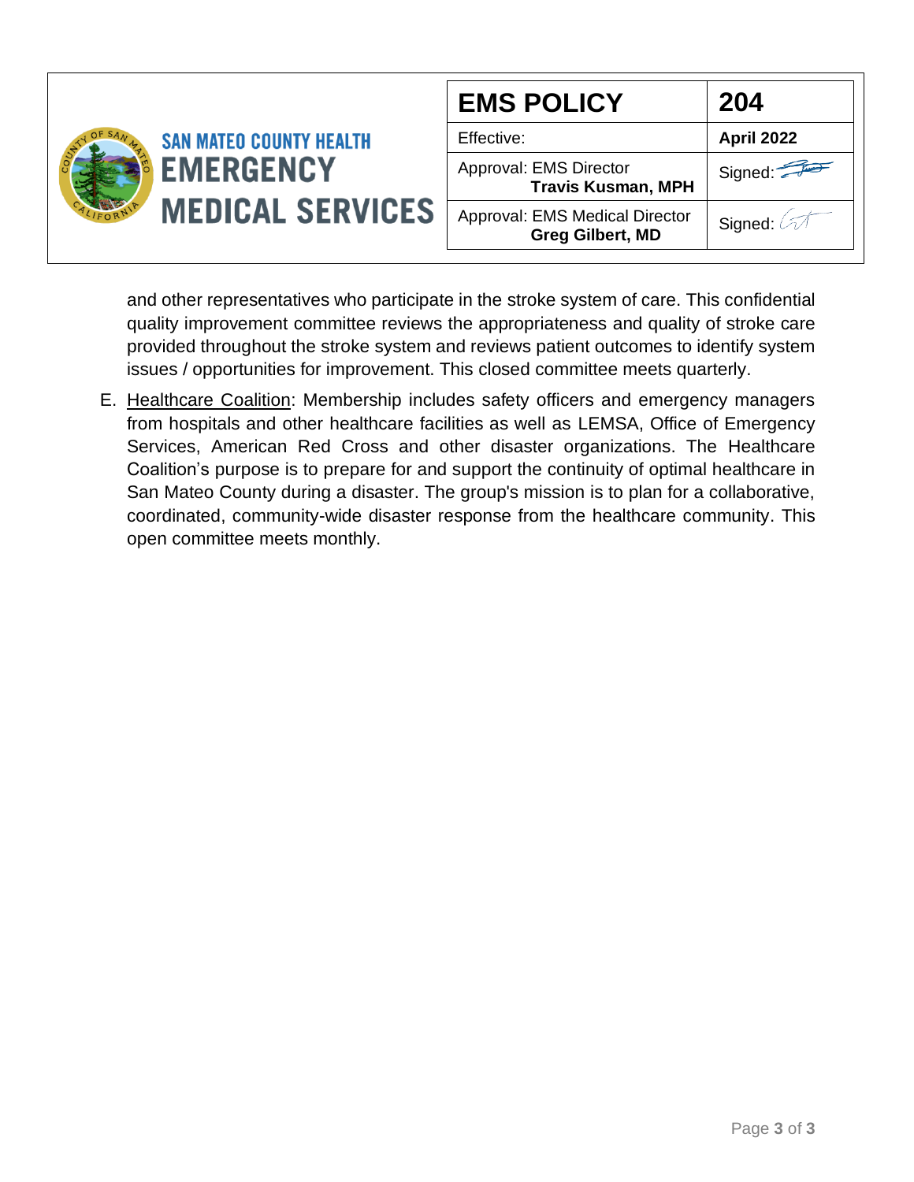and other representatives who participate in the stroke system of care. This confidential quality improvement committee reviews the appropriateness and quality of stroke care provided throughout the stroke system and reviews patient outcomes to identify system issues / opportunities for improvement. This closed committee meets quarterly.

E. Healthcare Coalition: Membership includes safety officers and emergency managers from hospitals and other healthcare facilities as well as LEMSA, Office of Emergency Services, American Red Cross and other disaster organizations. The Healthcare Coalition's purpose is to prepare for and support the continuity of optimal healthcare in San Mateo County during a disaster. The group's mission is to plan for a collaborative, coordinated, community-wide disaster response from the healthcare community. This open committee meets monthly.